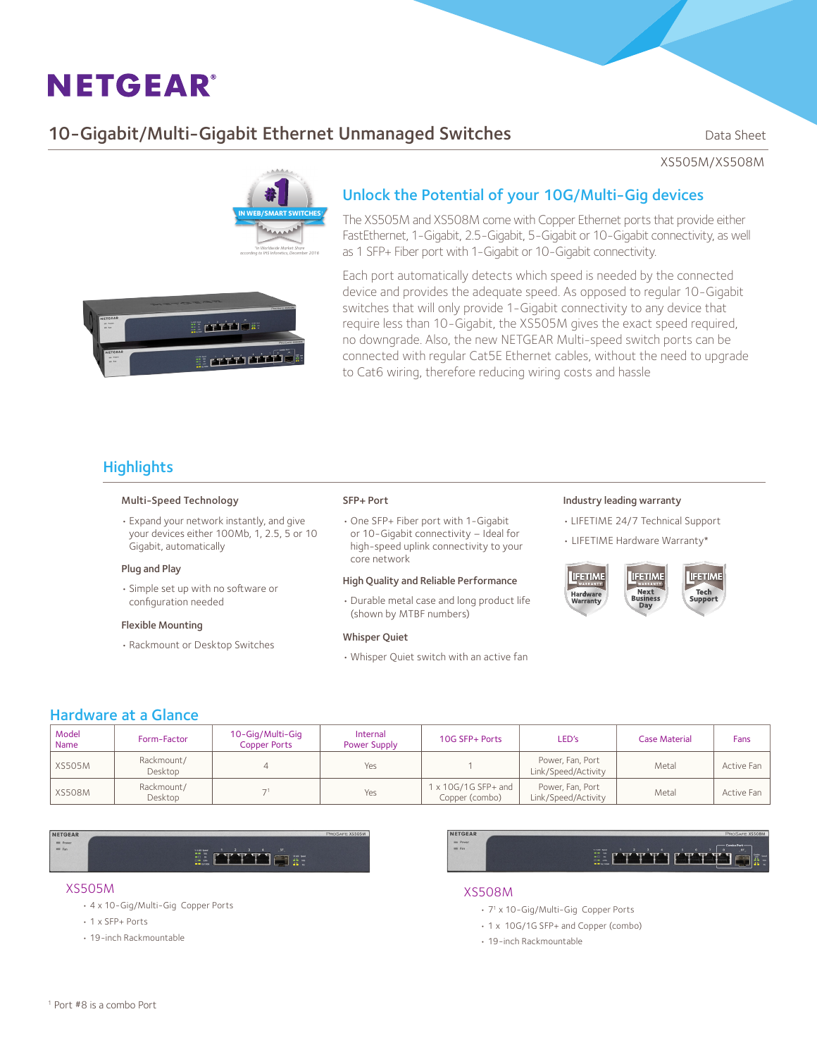# NETGEAR

## 10-Gigabit/Multi-Gigabit Ethernet Unmanaged Switches

Data Sheet

XS505M/XS508M

#1 IN WEB/SMART SWITCHES

*In Worldwide Market Share according to IHS Infonetics, December 2016

## Unlock the Potential of your 10G/Multi-Gig devices

The XS505M and XS508M come with Copper Ethernet ports that provide either FastEthernet, 1-Gigabit, 2.5-Gigabit, 5-Gigabit or 10-Gigabit connectivity, as well as 1 SFP+ Fiber port with 1-Gigabit or 10-Gigabit connectivity.

Each port automatically detects which speed is needed by the connected device and provides the adequate speed. As opposed to regular 10-Gigabit switches that will only provide 1-Gigabit connectivity to any device that require less than 10-Gigabit, the XS505M gives the exact speed required, no downgrade. Also, the new NETGEAR Multi-speed switch ports can be connected with regular Cat5E Ethernet cables, without the need to upgrade to Cat6 wiring, therefore reducing wiring costs and hassle

## Highlights

### Multi-Speed Technology

- Expand your network instantly, and give your devices either 100Mb, 1, 2.5, 5 or 10 Gigabit, automatically

### Plug and Play

- Simple set up with no software or configuration needed

### Flexible Mounting

- Rackmount or Desktop Switches

### SFP+ Port

- One SFP+ Fiber port with 1-Gigabit or 10-Gigabit connectivity – Ideal for high-speed uplink connectivity to your core network

### High Quality and Reliable Performance

- Durable metal case and long product life (shown by MTBF numbers)

### Whisper Quiet

- Whisper Quiet switch with an active fan

### Industry leading warranty

- LIFETIME 24/7 Technical Support
- LIFETIME Hardware Warranty*

LIFETIME WARRANTY Hardware Warranty | LIFETIME WARRANTY Next Business Day | LIFETIME Tech Support

## Hardware at a Glance

| Model Name | Form-Factor | 10-Gig/Multi-Gig Copper Ports | Internal Power Supply | 10G SFP+ Ports | LED's | Case Material | Fans |
|---|---|---|---|---|---|---|---|
| XS505M | Rackmount/ Desktop | 4 | Yes | 1 | Power, Fan, Port Link/Speed/Activity | Metal | Active Fan |
| XS508M | Rackmount/ Desktop | 7[1] | Yes | 1 x 10G/1G SFP+ and Copper (combo) | Power, Fan, Port Link/Speed/Activity | Metal | Active Fan |

### XS505M

- 4 x 10-Gig/Multi-Gig Copper Ports
- 1 x SFP+ Ports
- 19-inch Rackmountable

### XS508M

- 7[1] x 10-Gig/Multi-Gig Copper Ports
- 1 x 10G/1G SFP+ and Copper (combo)
- 19-inch Rackmountable

[1] Port #8 is a combo Port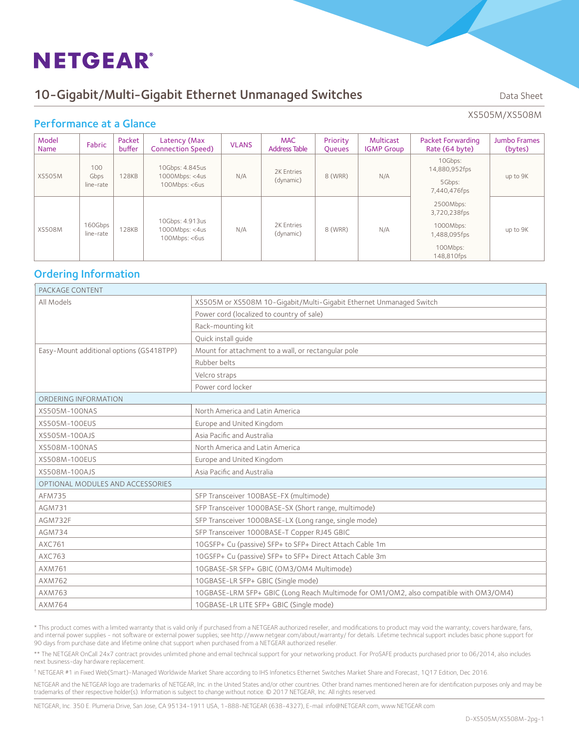# NETGEAR®

## 10-Gigabit/Multi-Gigabit Ethernet Unmanaged Switches

Data Sheet

XS505M/XS508M

### Performance at a Glance

| Model Name | Fabric | Packet buffer | Latency (Max Connection Speed) | VLANS | MAC Address Table | Priority Queues | Multicast IGMP Group | Packet Forwarding Rate (64 byte) | Jumbo Frames (bytes) |
|---|---|---|---|---|---|---|---|---|---|
| XS505M | 100 Gbps line-rate | 128KB | 10Gbps: 4.845us<br>1000Mbps: <4us<br>100Mbps: <6us | N/A | 2K Entries (dynamic) | 8 (WRR) | N/A | 10Gbps: 14,880,952fps<br>5Gbps: 7,440,476fps | up to 9K |
| XS508M | 160Gbps line-rate | 128KB | 10Gbps: 4.913us<br>1000Mbps: <4us<br>100Mbps: <6us | N/A | 2K Entries (dynamic) | 8 (WRR) | N/A | 2500Mbps: 3,720,238fps<br>1000Mbps: 1,488,095fps<br>100Mbps: 148,810fps | up to 9K |

### Ordering Information

| PACKAGE CONTENT | |
|---|---|
| All Models | XS505M or XS508M 10-Gigabit/Multi-Gigabit Ethernet Unmanaged Switch |
| | Power cord (localized to country of sale) |
| | Rack-mounting kit |
| | Quick install guide |
| Easy-Mount additional options (GS418TPP) | Mount for attachment to a wall, or rectangular pole |
| | Rubber belts |
| | Velcro straps |
| | Power cord locker |
| **ORDERING INFORMATION** | |
| XS505M-100NAS | North America and Latin America |
| XS505M-100EUS | Europe and United Kingdom |
| XS505M-100AJS | Asia Pacific and Australia |
| XS508M-100NAS | North America and Latin America |
| XS508M-100EUS | Europe and United Kingdom |
| XS508M-100AJS | Asia Pacific and Australia |
| **OPTIONAL MODULES AND ACCESSORIES** | |
| AFM735 | SFP Transceiver 100BASE-FX (multimode) |
| AGM731 | SFP Transceiver 1000BASE-SX (Short range, multimode) |
| AGM732F | SFP Transceiver 1000BASE-LX (Long range, single mode) |
| AGM734 | SFP Transceiver 1000BASE-T Copper RJ45 GBIC |
| AXC761 | 10GSFP+ Cu (passive) SFP+ to SFP+ Direct Attach Cable 1m |
| AXC763 | 10GSFP+ Cu (passive) SFP+ to SFP+ Direct Attach Cable 3m |
| AXM761 | 10GBASE-SR SFP+ GBIC (OM3/OM4 Multimode) |
| AXM762 | 10GBASE-LR SFP+ GBIC (Single mode) |
| AXM763 | 10GBASE-LRM SFP+ GBIC (Long Reach Multimode for OM1/OM2, also compatible with OM3/OM4) |
| AXM764 | 10GBASE-LR LITE SFP+ GBIC (Single mode) |

* This product comes with a limited warranty that is valid only if purchased from a NETGEAR authorized reseller, and modifications to product may void the warranty; covers hardware, fans, and internal power supplies - not software or external power supplies; see http://www.netgear.com/about/warranty/ for details. Lifetime technical support includes basic phone support for 90 days from purchase date and lifetime online chat support when purchased from a NETGEAR authorized reseller.

** The NETGEAR OnCall 24x7 contract provides unlimited phone and email technical support for your networking product. For ProSAFE products purchased prior to 06/2014, also includes next business-day hardware replacement.

† NETGEAR #1 in Fixed Web(Smart)-Managed Worldwide Market Share according to IHS Infonetics Ethernet Switches Market Share and Forecast, 1Q17 Edition, Dec 2016.

NETGEAR and the NETGEAR logo are trademarks of NETGEAR, Inc. in the United States and/or other countries. Other brand names mentioned herein are for identification purposes only and may be trademarks of their respective holder(s). Information is subject to change without notice. © 2017 NETGEAR, Inc. All rights reserved.

NETGEAR, Inc. 350 E. Plumeria Drive, San Jose, CA 95134-1911 USA, 1-888-NETGEAR (638-4327), E-mail: info@NETGEAR.com, www.NETGEAR.com

D-XS505M/XS508M-2pg-1